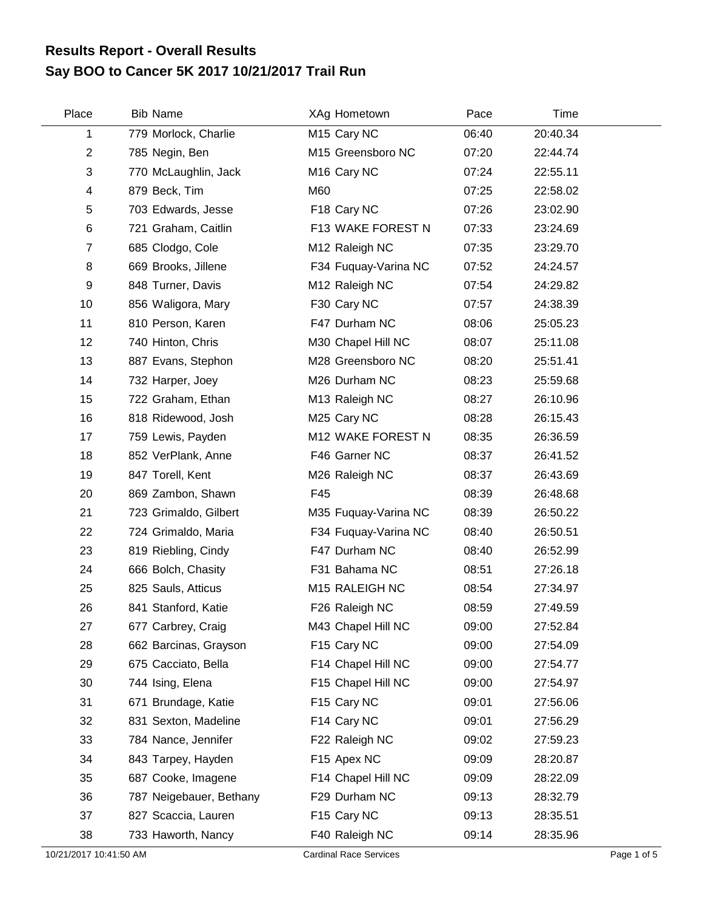# Results Report - Overall Results
## Say BOO to Cancer 5K 2017 10/21/2017 Trail Run

| Place | Bib | Name | XAg | Hometown | Pace | Time |
|---|---|---|---|---|---|---|
| 1 | 779 | Morlock, Charlie | M15 | Cary NC | 06:40 | 20:40.34 |
| 2 | 785 | Negin, Ben | M15 | Greensboro NC | 07:20 | 22:44.74 |
| 3 | 770 | McLaughlin, Jack | M16 | Cary NC | 07:24 | 22:55.11 |
| 4 | 879 | Beck, Tim | M60 | | 07:25 | 22:58.02 |
| 5 | 703 | Edwards, Jesse | F18 | Cary NC | 07:26 | 23:02.90 |
| 6 | 721 | Graham, Caitlin | F13 | WAKE FOREST N | 07:33 | 23:24.69 |
| 7 | 685 | Clodgo, Cole | M12 | Raleigh NC | 07:35 | 23:29.70 |
| 8 | 669 | Brooks, Jillene | F34 | Fuquay-Varina NC | 07:52 | 24:24.57 |
| 9 | 848 | Turner, Davis | M12 | Raleigh NC | 07:54 | 24:29.82 |
| 10 | 856 | Waligora, Mary | F30 | Cary NC | 07:57 | 24:38.39 |
| 11 | 810 | Person, Karen | F47 | Durham NC | 08:06 | 25:05.23 |
| 12 | 740 | Hinton, Chris | M30 | Chapel Hill NC | 08:07 | 25:11.08 |
| 13 | 887 | Evans, Stephon | M28 | Greensboro NC | 08:20 | 25:51.41 |
| 14 | 732 | Harper, Joey | M26 | Durham NC | 08:23 | 25:59.68 |
| 15 | 722 | Graham, Ethan | M13 | Raleigh NC | 08:27 | 26:10.96 |
| 16 | 818 | Ridewood, Josh | M25 | Cary NC | 08:28 | 26:15.43 |
| 17 | 759 | Lewis, Payden | M12 | WAKE FOREST N | 08:35 | 26:36.59 |
| 18 | 852 | VerPlank, Anne | F46 | Garner NC | 08:37 | 26:41.52 |
| 19 | 847 | Torell, Kent | M26 | Raleigh NC | 08:37 | 26:43.69 |
| 20 | 869 | Zambon, Shawn | F45 | | 08:39 | 26:48.68 |
| 21 | 723 | Grimaldo, Gilbert | M35 | Fuquay-Varina NC | 08:39 | 26:50.22 |
| 22 | 724 | Grimaldo, Maria | F34 | Fuquay-Varina NC | 08:40 | 26:50.51 |
| 23 | 819 | Riebling, Cindy | F47 | Durham NC | 08:40 | 26:52.99 |
| 24 | 666 | Bolch, Chasity | F31 | Bahama NC | 08:51 | 27:26.18 |
| 25 | 825 | Sauls, Atticus | M15 | RALEIGH NC | 08:54 | 27:34.97 |
| 26 | 841 | Stanford, Katie | F26 | Raleigh NC | 08:59 | 27:49.59 |
| 27 | 677 | Carbrey, Craig | M43 | Chapel Hill NC | 09:00 | 27:52.84 |
| 28 | 662 | Barcinas, Grayson | F15 | Cary NC | 09:00 | 27:54.09 |
| 29 | 675 | Cacciato, Bella | F14 | Chapel Hill NC | 09:00 | 27:54.77 |
| 30 | 744 | Ising, Elena | F15 | Chapel Hill NC | 09:00 | 27:54.97 |
| 31 | 671 | Brundage, Katie | F15 | Cary NC | 09:01 | 27:56.06 |
| 32 | 831 | Sexton, Madeline | F14 | Cary NC | 09:01 | 27:56.29 |
| 33 | 784 | Nance, Jennifer | F22 | Raleigh NC | 09:02 | 27:59.23 |
| 34 | 843 | Tarpey, Hayden | F15 | Apex NC | 09:09 | 28:20.87 |
| 35 | 687 | Cooke, Imagene | F14 | Chapel Hill NC | 09:09 | 28:22.09 |
| 36 | 787 | Neigebauer, Bethany | F29 | Durham NC | 09:13 | 28:32.79 |
| 37 | 827 | Scaccia, Lauren | F15 | Cary NC | 09:13 | 28:35.51 |
| 38 | 733 | Haworth, Nancy | F40 | Raleigh NC | 09:14 | 28:35.96 |

10/21/2017 10:41:50 AM    Cardinal Race Services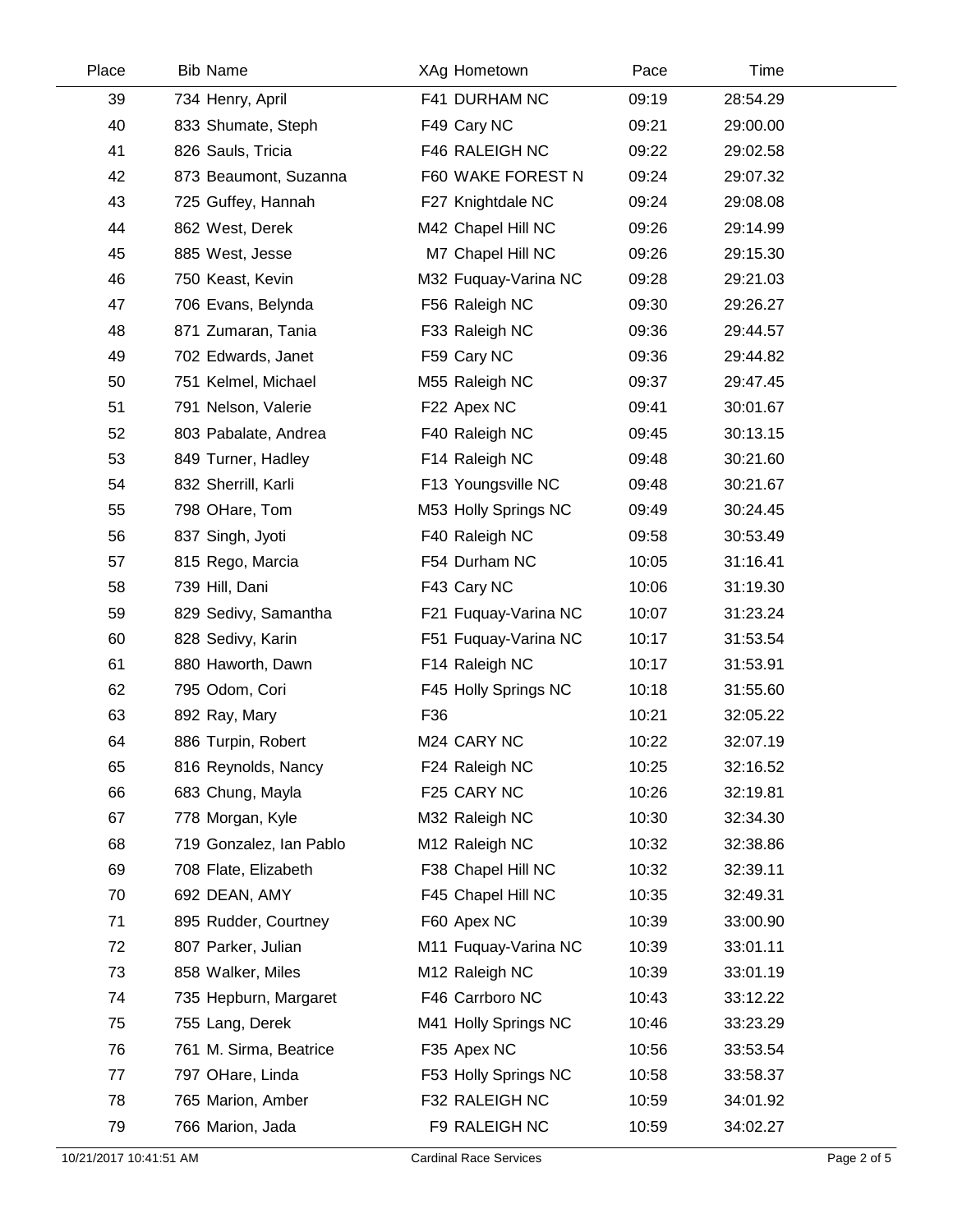| Place | Bib | Name | XAg | Hometown | Pace | Time |
|---|---|---|---|---|---|---|
| 39 | 734 | Henry, April | F41 | DURHAM NC | 09:19 | 28:54.29 |
| 40 | 833 | Shumate, Steph | F49 | Cary NC | 09:21 | 29:00.00 |
| 41 | 826 | Sauls, Tricia | F46 | RALEIGH NC | 09:22 | 29:02.58 |
| 42 | 873 | Beaumont, Suzanna | F60 | WAKE FOREST N | 09:24 | 29:07.32 |
| 43 | 725 | Guffey, Hannah | F27 | Knightdale NC | 09:24 | 29:08.08 |
| 44 | 862 | West, Derek | M42 | Chapel Hill NC | 09:26 | 29:14.99 |
| 45 | 885 | West, Jesse | M7 | Chapel Hill NC | 09:26 | 29:15.30 |
| 46 | 750 | Keast, Kevin | M32 | Fuquay-Varina NC | 09:28 | 29:21.03 |
| 47 | 706 | Evans, Belynda | F56 | Raleigh NC | 09:30 | 29:26.27 |
| 48 | 871 | Zumaran, Tania | F33 | Raleigh NC | 09:36 | 29:44.57 |
| 49 | 702 | Edwards, Janet | F59 | Cary NC | 09:36 | 29:44.82 |
| 50 | 751 | Kelmel, Michael | M55 | Raleigh NC | 09:37 | 29:47.45 |
| 51 | 791 | Nelson, Valerie | F22 | Apex NC | 09:41 | 30:01.67 |
| 52 | 803 | Pabalate, Andrea | F40 | Raleigh NC | 09:45 | 30:13.15 |
| 53 | 849 | Turner, Hadley | F14 | Raleigh NC | 09:48 | 30:21.60 |
| 54 | 832 | Sherrill, Karli | F13 | Youngsville NC | 09:48 | 30:21.67 |
| 55 | 798 | OHare, Tom | M53 | Holly Springs NC | 09:49 | 30:24.45 |
| 56 | 837 | Singh, Jyoti | F40 | Raleigh NC | 09:58 | 30:53.49 |
| 57 | 815 | Rego, Marcia | F54 | Durham NC | 10:05 | 31:16.41 |
| 58 | 739 | Hill, Dani | F43 | Cary NC | 10:06 | 31:19.30 |
| 59 | 829 | Sedivy, Samantha | F21 | Fuquay-Varina NC | 10:07 | 31:23.24 |
| 60 | 828 | Sedivy, Karin | F51 | Fuquay-Varina NC | 10:17 | 31:53.54 |
| 61 | 880 | Haworth, Dawn | F14 | Raleigh NC | 10:17 | 31:53.91 |
| 62 | 795 | Odom, Cori | F45 | Holly Springs NC | 10:18 | 31:55.60 |
| 63 | 892 | Ray, Mary | F36 | | 10:21 | 32:05.22 |
| 64 | 886 | Turpin, Robert | M24 | CARY NC | 10:22 | 32:07.19 |
| 65 | 816 | Reynolds, Nancy | F24 | Raleigh NC | 10:25 | 32:16.52 |
| 66 | 683 | Chung, Mayla | F25 | CARY NC | 10:26 | 32:19.81 |
| 67 | 778 | Morgan, Kyle | M32 | Raleigh NC | 10:30 | 32:34.30 |
| 68 | 719 | Gonzalez, Ian Pablo | M12 | Raleigh NC | 10:32 | 32:38.86 |
| 69 | 708 | Flate, Elizabeth | F38 | Chapel Hill NC | 10:32 | 32:39.11 |
| 70 | 692 | DEAN, AMY | F45 | Chapel Hill NC | 10:35 | 32:49.31 |
| 71 | 895 | Rudder, Courtney | F60 | Apex NC | 10:39 | 33:00.90 |
| 72 | 807 | Parker, Julian | M11 | Fuquay-Varina NC | 10:39 | 33:01.11 |
| 73 | 858 | Walker, Miles | M12 | Raleigh NC | 10:39 | 33:01.19 |
| 74 | 735 | Hepburn, Margaret | F46 | Carrboro NC | 10:43 | 33:12.22 |
| 75 | 755 | Lang, Derek | M41 | Holly Springs NC | 10:46 | 33:23.29 |
| 76 | 761 | M. Sirma, Beatrice | F35 | Apex NC | 10:56 | 33:53.54 |
| 77 | 797 | OHare, Linda | F53 | Holly Springs NC | 10:58 | 33:58.37 |
| 78 | 765 | Marion, Amber | F32 | RALEIGH NC | 10:59 | 34:01.92 |
| 79 | 766 | Marion, Jada | F9 | RALEIGH NC | 10:59 | 34:02.27 |

10/21/2017 10:41:51 AM Cardinal Race Services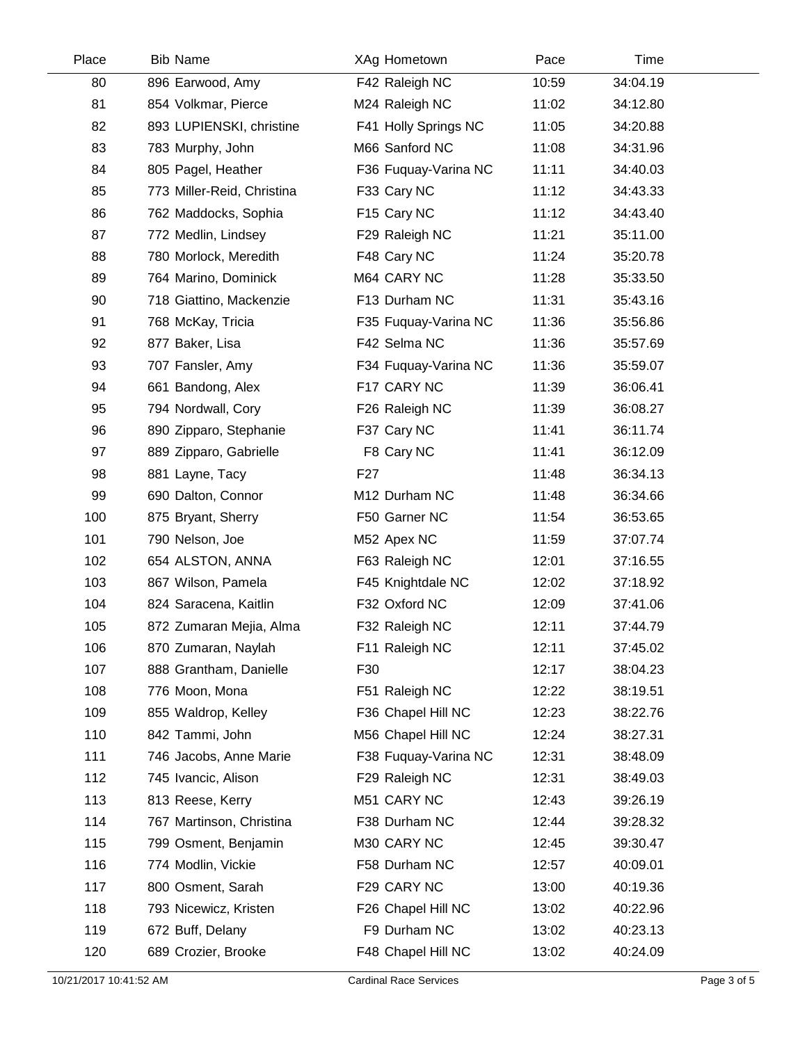| Place | Bib | Name | XAg | Hometown | Pace | Time |
|---|---|---|---|---|---|---|
| 80 | 896 | Earwood, Amy | F42 | Raleigh NC | 10:59 | 34:04.19 |
| 81 | 854 | Volkmar, Pierce | M24 | Raleigh NC | 11:02 | 34:12.80 |
| 82 | 893 | LUPIENSKI, christine | F41 | Holly Springs NC | 11:05 | 34:20.88 |
| 83 | 783 | Murphy, John | M66 | Sanford NC | 11:08 | 34:31.96 |
| 84 | 805 | Pagel, Heather | F36 | Fuquay-Varina NC | 11:11 | 34:40.03 |
| 85 | 773 | Miller-Reid, Christina | F33 | Cary NC | 11:12 | 34:43.33 |
| 86 | 762 | Maddocks, Sophia | F15 | Cary NC | 11:12 | 34:43.40 |
| 87 | 772 | Medlin, Lindsey | F29 | Raleigh NC | 11:21 | 35:11.00 |
| 88 | 780 | Morlock, Meredith | F48 | Cary NC | 11:24 | 35:20.78 |
| 89 | 764 | Marino, Dominick | M64 | CARY NC | 11:28 | 35:33.50 |
| 90 | 718 | Giattino, Mackenzie | F13 | Durham NC | 11:31 | 35:43.16 |
| 91 | 768 | McKay, Tricia | F35 | Fuquay-Varina NC | 11:36 | 35:56.86 |
| 92 | 877 | Baker, Lisa | F42 | Selma NC | 11:36 | 35:57.69 |
| 93 | 707 | Fansler, Amy | F34 | Fuquay-Varina NC | 11:36 | 35:59.07 |
| 94 | 661 | Bandong, Alex | F17 | CARY NC | 11:39 | 36:06.41 |
| 95 | 794 | Nordwall, Cory | F26 | Raleigh NC | 11:39 | 36:08.27 |
| 96 | 890 | Zipparo, Stephanie | F37 | Cary NC | 11:41 | 36:11.74 |
| 97 | 889 | Zipparo, Gabrielle | F8 | Cary NC | 11:41 | 36:12.09 |
| 98 | 881 | Layne, Tacy | F27 | | 11:48 | 36:34.13 |
| 99 | 690 | Dalton, Connor | M12 | Durham NC | 11:48 | 36:34.66 |
| 100 | 875 | Bryant, Sherry | F50 | Garner NC | 11:54 | 36:53.65 |
| 101 | 790 | Nelson, Joe | M52 | Apex NC | 11:59 | 37:07.74 |
| 102 | 654 | ALSTON, ANNA | F63 | Raleigh NC | 12:01 | 37:16.55 |
| 103 | 867 | Wilson, Pamela | F45 | Knightdale NC | 12:02 | 37:18.92 |
| 104 | 824 | Saracena, Kaitlin | F32 | Oxford NC | 12:09 | 37:41.06 |
| 105 | 872 | Zumaran Mejia, Alma | F32 | Raleigh NC | 12:11 | 37:44.79 |
| 106 | 870 | Zumaran, Naylah | F11 | Raleigh NC | 12:11 | 37:45.02 |
| 107 | 888 | Grantham, Danielle | F30 | | 12:17 | 38:04.23 |
| 108 | 776 | Moon, Mona | F51 | Raleigh NC | 12:22 | 38:19.51 |
| 109 | 855 | Waldrop, Kelley | F36 | Chapel Hill NC | 12:23 | 38:22.76 |
| 110 | 842 | Tammi, John | M56 | Chapel Hill NC | 12:24 | 38:27.31 |
| 111 | 746 | Jacobs, Anne Marie | F38 | Fuquay-Varina NC | 12:31 | 38:48.09 |
| 112 | 745 | Ivancic, Alison | F29 | Raleigh NC | 12:31 | 38:49.03 |
| 113 | 813 | Reese, Kerry | M51 | CARY NC | 12:43 | 39:26.19 |
| 114 | 767 | Martinson, Christina | F38 | Durham NC | 12:44 | 39:28.32 |
| 115 | 799 | Osment, Benjamin | M30 | CARY NC | 12:45 | 39:30.47 |
| 116 | 774 | Modlin, Vickie | F58 | Durham NC | 12:57 | 40:09.01 |
| 117 | 800 | Osment, Sarah | F29 | CARY NC | 13:00 | 40:19.36 |
| 118 | 793 | Nicewicz, Kristen | F26 | Chapel Hill NC | 13:02 | 40:22.96 |
| 119 | 672 | Buff, Delany | F9 | Durham NC | 13:02 | 40:23.13 |
| 120 | 689 | Crozier, Brooke | F48 | Chapel Hill NC | 13:02 | 40:24.09 |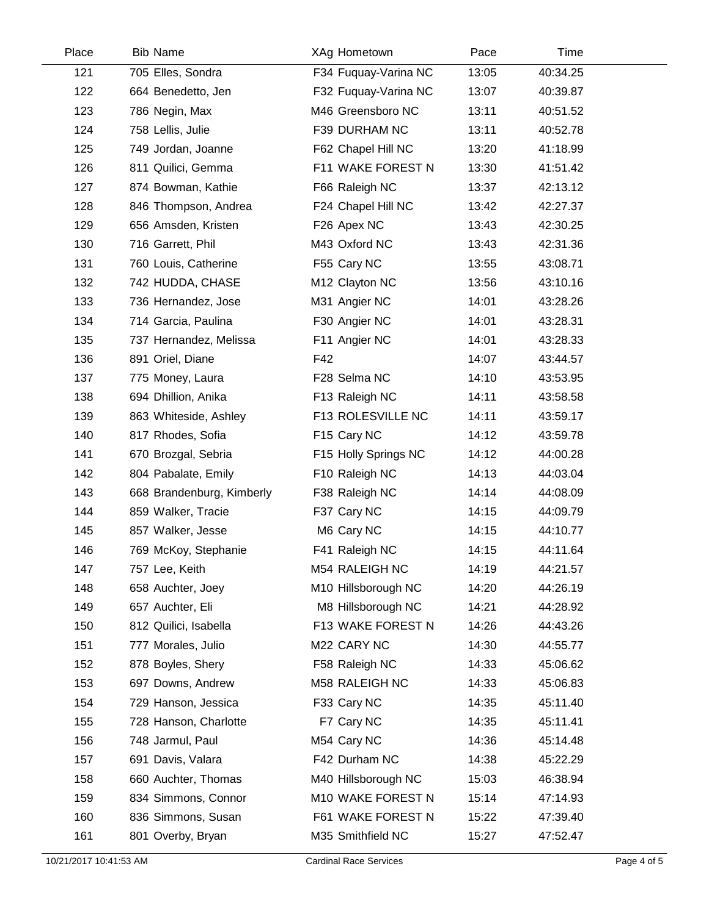| Place | Bib | Name | XAg | Hometown | Pace | Time |
|---|---|---|---|---|---|---|
| 121 | 705 | Elles, Sondra | F34 | Fuquay-Varina NC | 13:05 | 40:34.25 |
| 122 | 664 | Benedetto, Jen | F32 | Fuquay-Varina NC | 13:07 | 40:39.87 |
| 123 | 786 | Negin, Max | M46 | Greensboro NC | 13:11 | 40:51.52 |
| 124 | 758 | Lellis, Julie | F39 | DURHAM NC | 13:11 | 40:52.78 |
| 125 | 749 | Jordan, Joanne | F62 | Chapel Hill NC | 13:20 | 41:18.99 |
| 126 | 811 | Quilici, Gemma | F11 | WAKE FOREST N | 13:30 | 41:51.42 |
| 127 | 874 | Bowman, Kathie | F66 | Raleigh NC | 13:37 | 42:13.12 |
| 128 | 846 | Thompson, Andrea | F24 | Chapel Hill NC | 13:42 | 42:27.37 |
| 129 | 656 | Amsden, Kristen | F26 | Apex NC | 13:43 | 42:30.25 |
| 130 | 716 | Garrett, Phil | M43 | Oxford NC | 13:43 | 42:31.36 |
| 131 | 760 | Louis, Catherine | F55 | Cary NC | 13:55 | 43:08.71 |
| 132 | 742 | HUDDA, CHASE | M12 | Clayton NC | 13:56 | 43:10.16 |
| 133 | 736 | Hernandez, Jose | M31 | Angier NC | 14:01 | 43:28.26 |
| 134 | 714 | Garcia, Paulina | F30 | Angier NC | 14:01 | 43:28.31 |
| 135 | 737 | Hernandez, Melissa | F11 | Angier NC | 14:01 | 43:28.33 |
| 136 | 891 | Oriel, Diane | F42 | | 14:07 | 43:44.57 |
| 137 | 775 | Money, Laura | F28 | Selma NC | 14:10 | 43:53.95 |
| 138 | 694 | Dhillion, Anika | F13 | Raleigh NC | 14:11 | 43:58.58 |
| 139 | 863 | Whiteside, Ashley | F13 | ROLESVILLE NC | 14:11 | 43:59.17 |
| 140 | 817 | Rhodes, Sofia | F15 | Cary NC | 14:12 | 43:59.78 |
| 141 | 670 | Brozgal, Sebria | F15 | Holly Springs NC | 14:12 | 44:00.28 |
| 142 | 804 | Pabalate, Emily | F10 | Raleigh NC | 14:13 | 44:03.04 |
| 143 | 668 | Brandenburg, Kimberly | F38 | Raleigh NC | 14:14 | 44:08.09 |
| 144 | 859 | Walker, Tracie | F37 | Cary NC | 14:15 | 44:09.79 |
| 145 | 857 | Walker, Jesse | M6 | Cary NC | 14:15 | 44:10.77 |
| 146 | 769 | McKoy, Stephanie | F41 | Raleigh NC | 14:15 | 44:11.64 |
| 147 | 757 | Lee, Keith | M54 | RALEIGH NC | 14:19 | 44:21.57 |
| 148 | 658 | Auchter, Joey | M10 | Hillsborough NC | 14:20 | 44:26.19 |
| 149 | 657 | Auchter, Eli | M8 | Hillsborough NC | 14:21 | 44:28.92 |
| 150 | 812 | Quilici, Isabella | F13 | WAKE FOREST N | 14:26 | 44:43.26 |
| 151 | 777 | Morales, Julio | M22 | CARY NC | 14:30 | 44:55.77 |
| 152 | 878 | Boyles, Shery | F58 | Raleigh NC | 14:33 | 45:06.62 |
| 153 | 697 | Downs, Andrew | M58 | RALEIGH NC | 14:33 | 45:06.83 |
| 154 | 729 | Hanson, Jessica | F33 | Cary NC | 14:35 | 45:11.40 |
| 155 | 728 | Hanson, Charlotte | F7 | Cary NC | 14:35 | 45:11.41 |
| 156 | 748 | Jarmul, Paul | M54 | Cary NC | 14:36 | 45:14.48 |
| 157 | 691 | Davis, Valara | F42 | Durham NC | 14:38 | 45:22.29 |
| 158 | 660 | Auchter, Thomas | M40 | Hillsborough NC | 15:03 | 46:38.94 |
| 159 | 834 | Simmons, Connor | M10 | WAKE FOREST N | 15:14 | 47:14.93 |
| 160 | 836 | Simmons, Susan | F61 | WAKE FOREST N | 15:22 | 47:39.40 |
| 161 | 801 | Overby, Bryan | M35 | Smithfield NC | 15:27 | 47:52.47 |

10/21/2017 10:41:53 AM Cardinal Race Services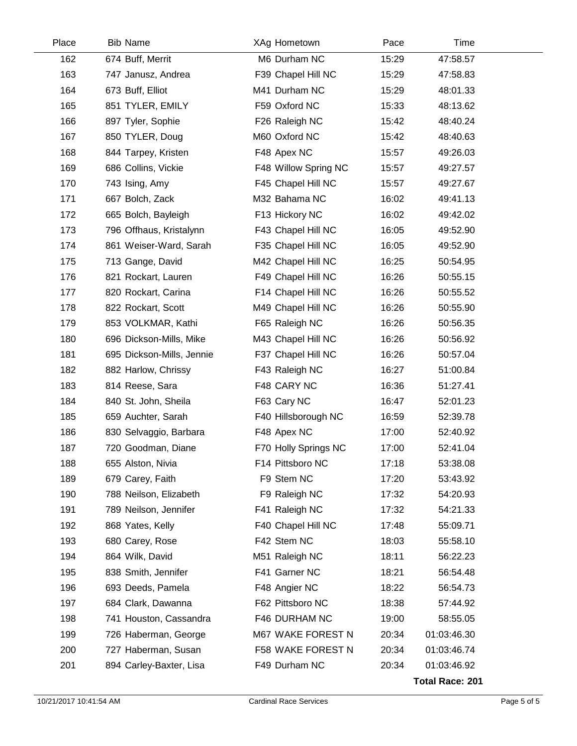| Place | Bib | Name | XAg | Hometown | Pace | Time |
|---|---|---|---|---|---|---|
| 162 | 674 | Buff, Merrit | M6 | Durham NC | 15:29 | 47:58.57 |
| 163 | 747 | Janusz, Andrea | F39 | Chapel Hill NC | 15:29 | 47:58.83 |
| 164 | 673 | Buff, Elliot | M41 | Durham NC | 15:29 | 48:01.33 |
| 165 | 851 | TYLER, EMILY | F59 | Oxford NC | 15:33 | 48:13.62 |
| 166 | 897 | Tyler, Sophie | F26 | Raleigh NC | 15:42 | 48:40.24 |
| 167 | 850 | TYLER, Doug | M60 | Oxford NC | 15:42 | 48:40.63 |
| 168 | 844 | Tarpey, Kristen | F48 | Apex NC | 15:57 | 49:26.03 |
| 169 | 686 | Collins, Vickie | F48 | Willow Spring NC | 15:57 | 49:27.57 |
| 170 | 743 | Ising, Amy | F45 | Chapel Hill NC | 15:57 | 49:27.67 |
| 171 | 667 | Bolch, Zack | M32 | Bahama NC | 16:02 | 49:41.13 |
| 172 | 665 | Bolch, Bayleigh | F13 | Hickory NC | 16:02 | 49:42.02 |
| 173 | 796 | Offhaus, Kristalynn | F43 | Chapel Hill NC | 16:05 | 49:52.90 |
| 174 | 861 | Weiser-Ward, Sarah | F35 | Chapel Hill NC | 16:05 | 49:52.90 |
| 175 | 713 | Gange, David | M42 | Chapel Hill NC | 16:25 | 50:54.95 |
| 176 | 821 | Rockart, Lauren | F49 | Chapel Hill NC | 16:26 | 50:55.15 |
| 177 | 820 | Rockart, Carina | F14 | Chapel Hill NC | 16:26 | 50:55.52 |
| 178 | 822 | Rockart, Scott | M49 | Chapel Hill NC | 16:26 | 50:55.90 |
| 179 | 853 | VOLKMAR, Kathi | F65 | Raleigh NC | 16:26 | 50:56.35 |
| 180 | 696 | Dickson-Mills, Mike | M43 | Chapel Hill NC | 16:26 | 50:56.92 |
| 181 | 695 | Dickson-Mills, Jennie | F37 | Chapel Hill NC | 16:26 | 50:57.04 |
| 182 | 882 | Harlow, Chrissy | F43 | Raleigh NC | 16:27 | 51:00.84 |
| 183 | 814 | Reese, Sara | F48 | CARY NC | 16:36 | 51:27.41 |
| 184 | 840 | St. John, Sheila | F63 | Cary NC | 16:47 | 52:01.23 |
| 185 | 659 | Auchter, Sarah | F40 | Hillsborough NC | 16:59 | 52:39.78 |
| 186 | 830 | Selvaggio, Barbara | F48 | Apex NC | 17:00 | 52:40.92 |
| 187 | 720 | Goodman, Diane | F70 | Holly Springs NC | 17:00 | 52:41.04 |
| 188 | 655 | Alston, Nivia | F14 | Pittsboro NC | 17:18 | 53:38.08 |
| 189 | 679 | Carey, Faith | F9 | Stem NC | 17:20 | 53:43.92 |
| 190 | 788 | Neilson, Elizabeth | F9 | Raleigh NC | 17:32 | 54:20.93 |
| 191 | 789 | Neilson, Jennifer | F41 | Raleigh NC | 17:32 | 54:21.33 |
| 192 | 868 | Yates, Kelly | F40 | Chapel Hill NC | 17:48 | 55:09.71 |
| 193 | 680 | Carey, Rose | F42 | Stem NC | 18:03 | 55:58.10 |
| 194 | 864 | Wilk, David | M51 | Raleigh NC | 18:11 | 56:22.23 |
| 195 | 838 | Smith, Jennifer | F41 | Garner NC | 18:21 | 56:54.48 |
| 196 | 693 | Deeds, Pamela | F48 | Angier NC | 18:22 | 56:54.73 |
| 197 | 684 | Clark, Dawanna | F62 | Pittsboro NC | 18:38 | 57:44.92 |
| 198 | 741 | Houston, Cassandra | F46 | DURHAM NC | 19:00 | 58:55.05 |
| 199 | 726 | Haberman, George | M67 | WAKE FOREST N | 20:34 | 01:03:46.30 |
| 200 | 727 | Haberman, Susan | F58 | WAKE FOREST N | 20:34 | 01:03:46.74 |
| 201 | 894 | Carley-Baxter, Lisa | F49 | Durham NC | 20:34 | 01:03:46.92 |

**Total Race: 201**

10/21/2017 10:41:54 AM Cardinal Race Services